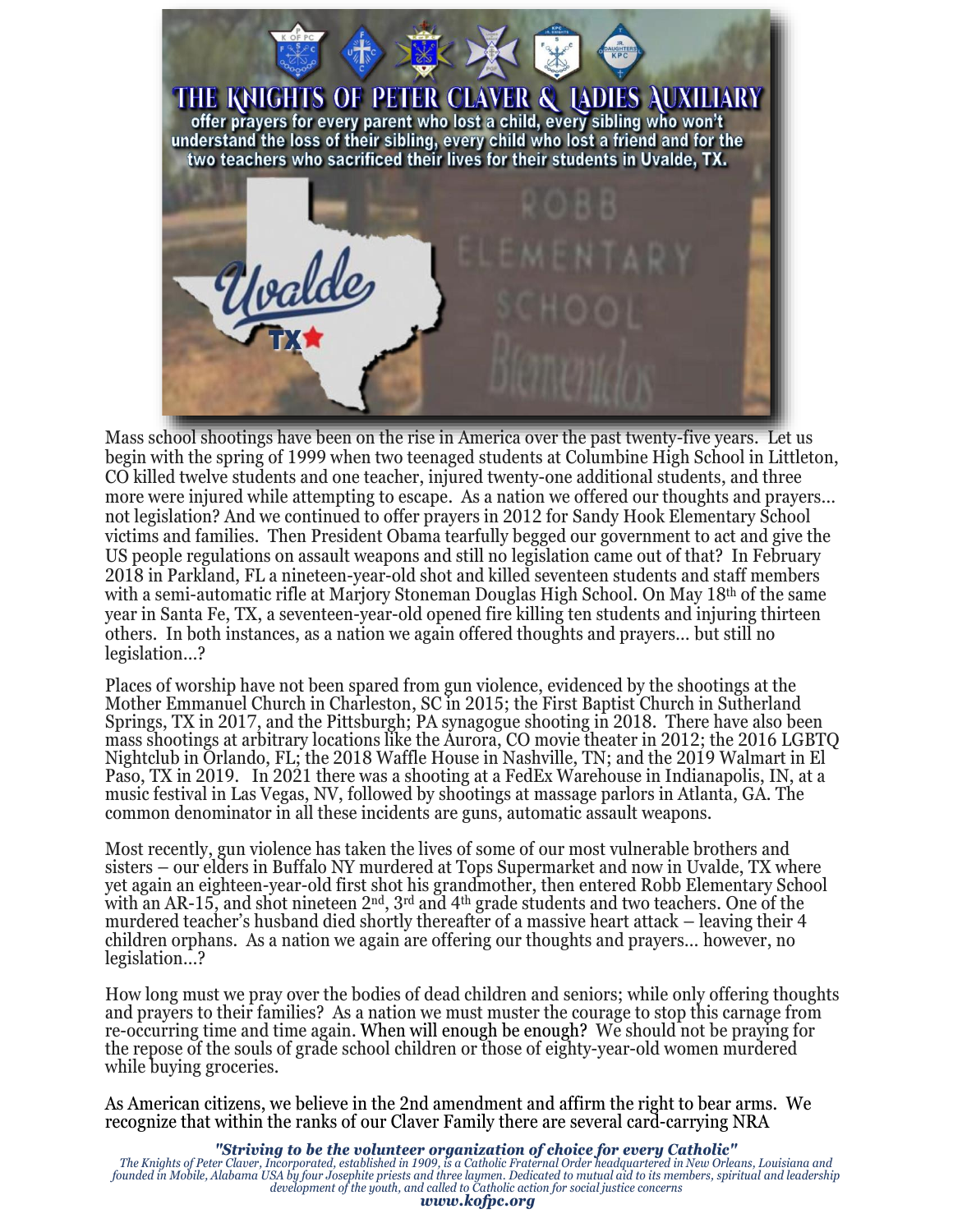# THE KNIGHTS OF PETER CLAVER & LADIES AUXILIARY

**offer prayers for every parent who lost a child, every sibling who won't understand the loss of their sibling, every child who lost a friend and for the two teachers who sacrificed their lives for their students in Uvalde, TX.**

Mass school shootings have been on the rise in America over the past twenty-five years. Let us begin with the spring of 1999 when two teenaged students at Columbine High School in Littleton, CO killed twelve students and one teacher, injured twenty-one additional students, and three more were injured while attempting to escape. As a nation we offered our thoughts and prayers... not legislation? And we continued to offer prayers in 2012 for Sandy Hook Elementary School victims and families. Then President Obama tearfully begged our government to act and give the US people regulations on assault weapons and still no legislation came out of that? In February 2018 in Parkland, FL a nineteen-year-old shot and killed seventeen students and staff members with a semi-automatic rifle at Marjory Stoneman Douglas High School. On May 18th of the same year in Santa Fe, TX, a seventeen-year-old opened fire killing ten students and injuring thirteen others. In both instances, as a nation we again offered thoughts and prayers... but still no legislation...?

Places of worship have not been spared from gun violence, evidenced by the shootings at the Mother Emmanuel Church in Charleston, SC in 2015; the First Baptist Church in Sutherland Springs, TX in 2017, and the Pittsburgh; PA synagogue shooting in 2018. There have also been mass shootings at arbitrary locations like the Aurora, CO movie theater in 2012; the 2016 LGBTQ Nightclub in Orlando, FL; the 2018 Waffle House in Nashville, TN; and the 2019 Walmart in El Paso, TX in 2019. In 2021 there was a shooting at a FedEx Warehouse in Indianapolis, IN, at a music festival in Las Vegas, NV, followed by shootings at massage parlors in Atlanta, GA. The common denominator in all these incidents are guns, automatic assault weapons.

Most recently, gun violence has taken the lives of some of our most vulnerable brothers and sisters – our elders in Buffalo NY murdered at Tops Supermarket and now in Uvalde, TX where yet again an eighteen-year-old first shot his grandmother, then entered Robb Elementary School with an AR-15, and shot nineteen 2nd, 3rd and 4th grade students and two teachers. One of the murdered teacher's husband died shortly thereafter of a massive heart attack – leaving their 4 children orphans. As a nation we again are offering our thoughts and prayers... however, no legislation...?

How long must we pray over the bodies of dead children and seniors; while only offering thoughts and prayers to their families? As a nation we must muster the courage to stop this carnage from re-occurring time and time again. When will enough be enough? We should not be praying for the repose of the souls of grade school children or those of eighty-year-old women murdered while buying groceries.

As American citizens, we believe in the 2nd amendment and affirm the right to bear arms. We recognize that within the ranks of our Claver Family there are several card-carrying NRA

***"Striving to be the volunteer organization of choice for every Catholic"***

*The Knights of Peter Claver, Incorporated, established in 1909, is a Catholic Fraternal Order headquartered in New Orleans, Louisiana and founded in Mobile, Alabama USA by four Josephite priests and three laymen. Dedicated to mutual aid to its members, spiritual and leadership development of the youth, and called to Catholic action for social justice concerns*

***www.kofpc.org***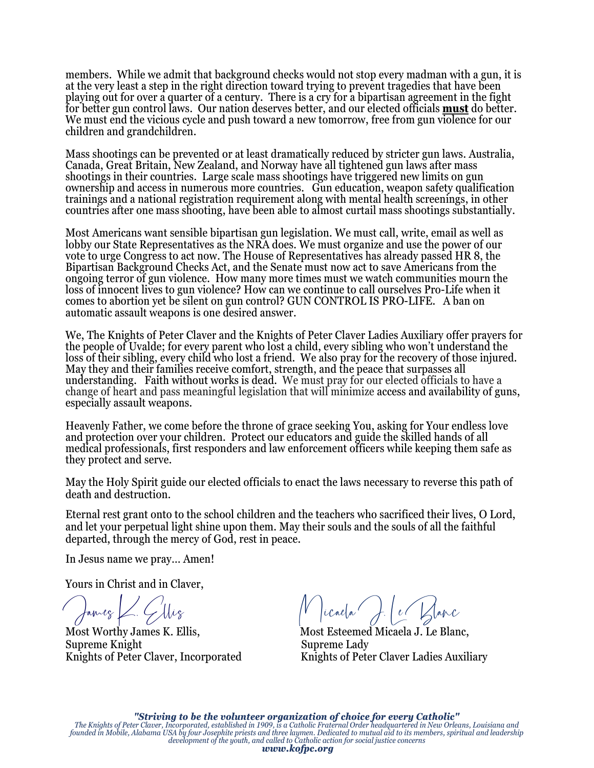members. While we admit that background checks would not stop every madman with a gun, it is at the very least a step in the right direction toward trying to prevent tragedies that have been playing out for over a quarter of a century. There is a cry for a bipartisan agreement in the fight for better gun control laws. Our nation deserves better, and our elected officials **must** do better. We must end the vicious cycle and push toward a new tomorrow, free from gun violence for our children and grandchildren.

Mass shootings can be prevented or at least dramatically reduced by stricter gun laws. Australia, Canada, Great Britain, New Zealand, and Norway have all tightened gun laws after mass shootings in their countries. Large scale mass shootings have triggered new limits on gun ownership and access in numerous more countries. Gun education, weapon safety qualification trainings and a national registration requirement along with mental health screenings, in other countries after one mass shooting, have been able to almost curtail mass shootings substantially.

Most Americans want sensible bipartisan gun legislation. We must call, write, email as well as lobby our State Representatives as the NRA does. We must organize and use the power of our vote to urge Congress to act now. The House of Representatives has already passed HR 8, the Bipartisan Background Checks Act, and the Senate must now act to save Americans from the ongoing terror of gun violence. How many more times must we watch communities mourn the loss of innocent lives to gun violence? How can we continue to call ourselves Pro-Life when it comes to abortion yet be silent on gun control? GUN CONTROL IS PRO-LIFE. A ban on automatic assault weapons is one desired answer.

We, The Knights of Peter Claver and the Knights of Peter Claver Ladies Auxiliary offer prayers for the people of Uvalde; for every parent who lost a child, every sibling who won't understand the loss of their sibling, every child who lost a friend. We also pray for the recovery of those injured. May they and their families receive comfort, strength, and the peace that surpasses all understanding. Faith without works is dead. We must pray for our elected officials to have a change of heart and pass meaningful legislation that will minimize access and availability of guns, especially assault weapons.

Heavenly Father, we come before the throne of grace seeking You, asking for Your endless love and protection over your children. Protect our educators and guide the skilled hands of all medical professionals, first responders and law enforcement officers while keeping them safe as they protect and serve.

May the Holy Spirit guide our elected officials to enact the laws necessary to reverse this path of death and destruction.

Eternal rest grant onto to the school children and the teachers who sacrificed their lives, O Lord, and let your perpetual light shine upon them. May their souls and the souls of all the faithful departed, through the mercy of God, rest in peace.

In Jesus name we pray… Amen!

Yours in Christ and in Claver,

James K. Ellis

Most Worthy James K. Ellis,
Supreme Knight
Knights of Peter Claver, Incorporated

Micaela J. Le Blanc

Most Esteemed Micaela J. Le Blanc,
Supreme Lady
Knights of Peter Claver Ladies Auxiliary

***"Striving to be the volunteer organization of choice for every Catholic"***

*The Knights of Peter Claver, Incorporated, established in 1909, is a Catholic Fraternal Order headquartered in New Orleans, Louisiana and founded in Mobile, Alabama USA by four Josephite priests and three laymen. Dedicated to mutual aid to its members, spiritual and leadership development of the youth, and called to Catholic action for social justice concerns*

***www.kofpc.org***